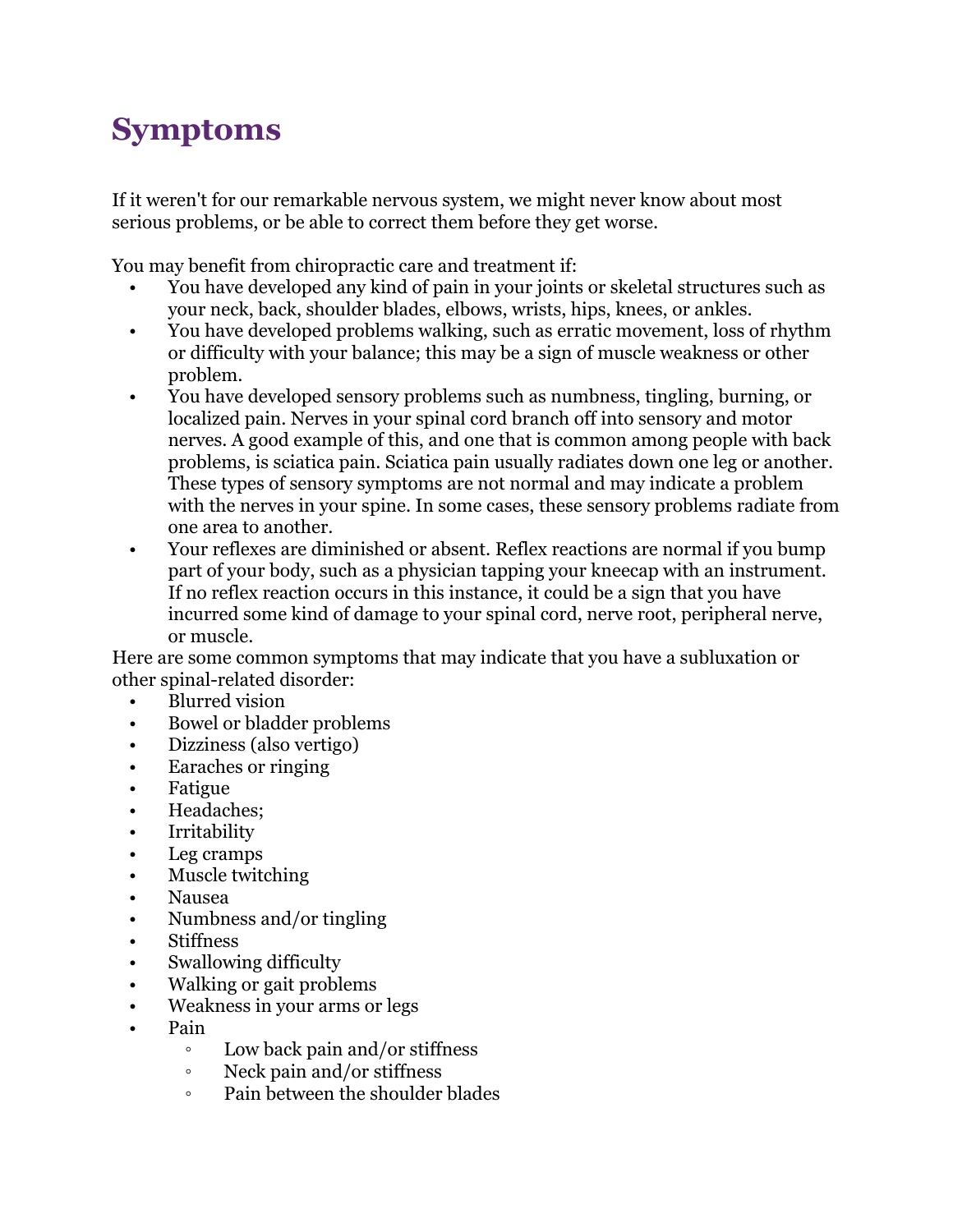# Symptoms

If it weren't for our remarkable nervous system, we might never know about most serious problems, or be able to correct them before they get worse.

You may benefit from chiropractic care and treatment if:

- You have developed any kind of pain in your joints or skeletal structures such as your neck, back, shoulder blades, elbows, wrists, hips, knees, or ankles.
- You have developed problems walking, such as erratic movement, loss of rhythm or difficulty with your balance; this may be a sign of muscle weakness or other problem.
- You have developed sensory problems such as numbness, tingling, burning, or localized pain. Nerves in your spinal cord branch off into sensory and motor nerves. A good example of this, and one that is common among people with back problems, is sciatica pain. Sciatica pain usually radiates down one leg or another. These types of sensory symptoms are not normal and may indicate a problem with the nerves in your spine. In some cases, these sensory problems radiate from one area to another.
- Your reflexes are diminished or absent. Reflex reactions are normal if you bump part of your body, such as a physician tapping your kneecap with an instrument. If no reflex reaction occurs in this instance, it could be a sign that you have incurred some kind of damage to your spinal cord, nerve root, peripheral nerve, or muscle.

Here are some common symptoms that may indicate that you have a subluxation or other spinal-related disorder:

- Blurred vision
- Bowel or bladder problems
- Dizziness (also vertigo)
- Earaches or ringing
- Fatigue
- Headaches;
- Irritability
- Leg cramps
- Muscle twitching
- Nausea
- Numbness and/or tingling
- Stiffness
- Swallowing difficulty
- Walking or gait problems
- Weakness in your arms or legs
- Pain
  - Low back pain and/or stiffness
  - Neck pain and/or stiffness
  - Pain between the shoulder blades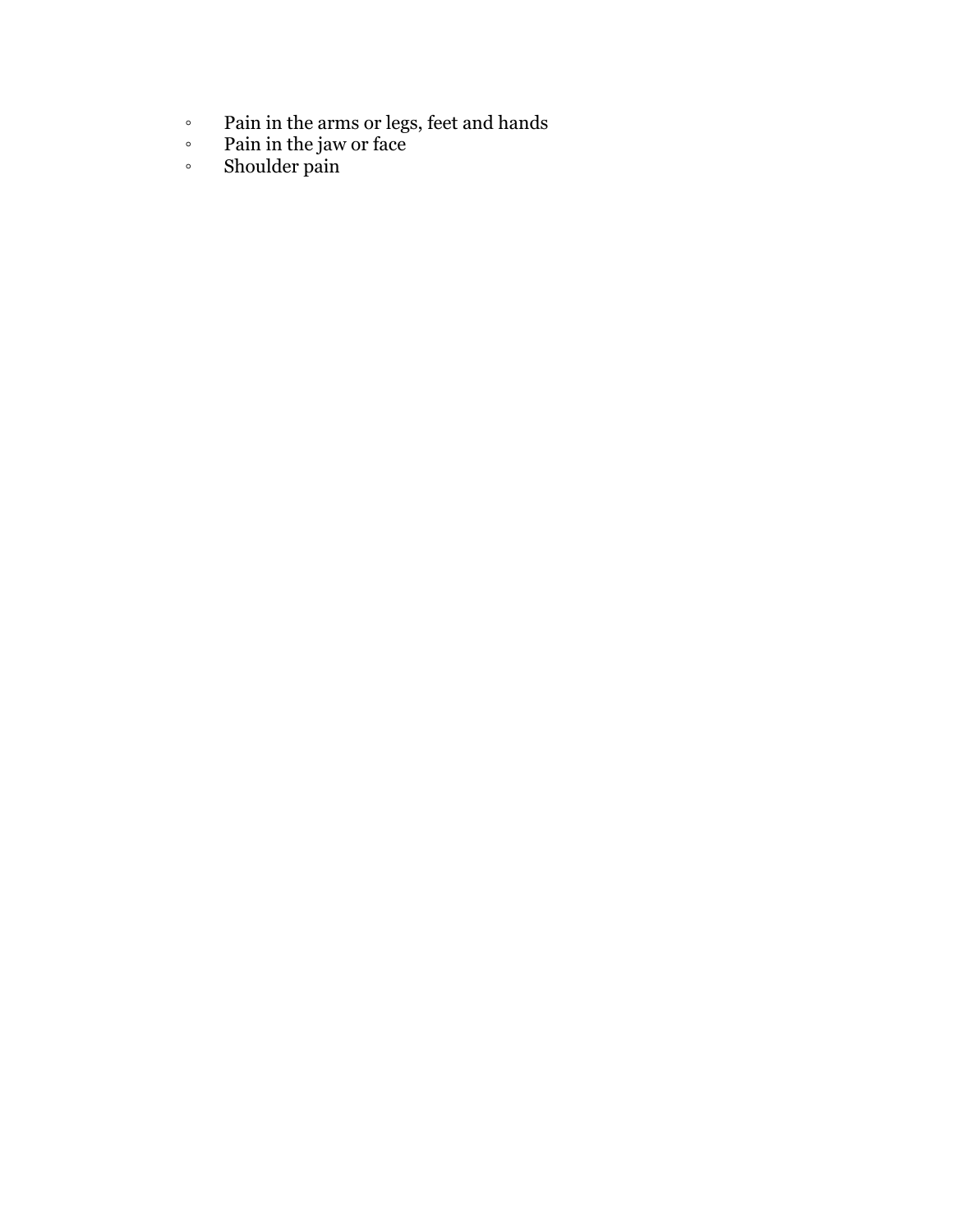- Pain in the arms or legs, feet and hands
- Pain in the jaw or face
- Shoulder pain